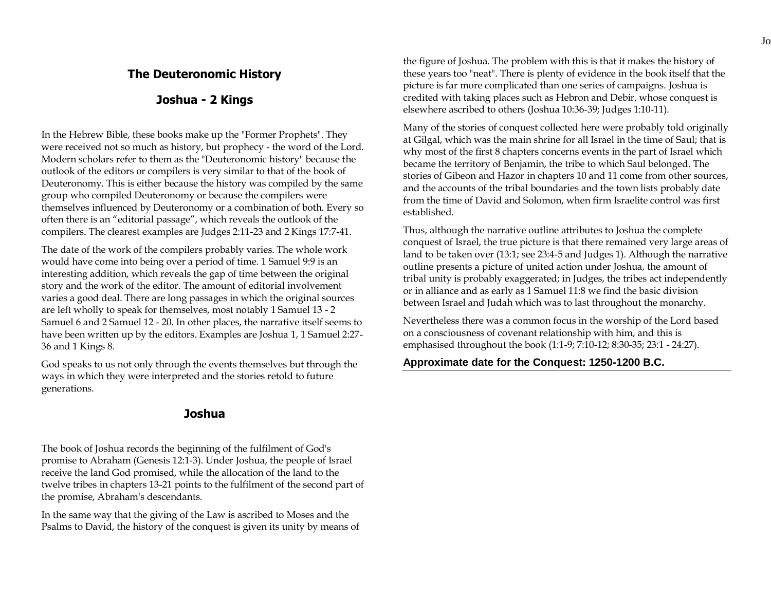## The Deuteronomic History

### Joshua - 2 Kings

In the Hebrew Bible, these books make up the "Former Prophets". They were received not so much as history, but prophecy - the word of the Lord. Modern scholars refer to them as the "Deuteronomic history" because the outlook of the editors or compilers is very similar to that of the book of Deuteronomy. This is either because the history was compiled by the same group who compiled Deuteronomy or because the compilers were themselves influenced by Deuteronomy or a combination of both. Every so often there is an "editorial passage", which reveals the outlook of the compilers. The clearest examples are Judges 2:11-23 and 2 Kings 17:7-41.

The date of the work of the compilers probably varies. The whole work would have come into being over a period of time. 1 Samuel 9:9 is an interesting addition, which reveals the gap of time between the original story and the work of the editor. The amount of editorial involvement varies a good deal. There are long passages in which the original sources are left wholly to speak for themselves, most notably 1 Samuel 13 - 2 Samuel 6 and 2 Samuel 12 - 20. In other places, the narrative itself seems to have been written up by the editors. Examples are Joshua 1, 1 Samuel 2:27-36 and 1 Kings 8.

God speaks to us not only through the events themselves but through the ways in which they were interpreted and the stories retold to future generations.

## Joshua

The book of Joshua records the beginning of the fulfilment of God's promise to Abraham (Genesis 12:1-3). Under Joshua, the people of Israel receive the land God promised, while the allocation of the land to the twelve tribes in chapters 13-21 points to the fulfilment of the second part of the promise, Abraham's descendants.

In the same way that the giving of the Law is ascribed to Moses and the Psalms to David, the history of the conquest is given its unity by means of the figure of Joshua. The problem with this is that it makes the history of these years too "neat". There is plenty of evidence in the book itself that the picture is far more complicated than one series of campaigns. Joshua is credited with taking places such as Hebron and Debir, whose conquest is elsewhere ascribed to others (Joshua 10:36-39; Judges 1:10-11).

Many of the stories of conquest collected here were probably told originally at Gilgal, which was the main shrine for all Israel in the time of Saul; that is why most of the first 8 chapters concerns events in the part of Israel which became the territory of Benjamin, the tribe to which Saul belonged. The stories of Gibeon and Hazor in chapters 10 and 11 come from other sources, and the accounts of the tribal boundaries and the town lists probably date from the time of David and Solomon, when firm Israelite control was first established.

Thus, although the narrative outline attributes to Joshua the complete conquest of Israel, the true picture is that there remained very large areas of land to be taken over (13:1; see 23:4-5 and Judges 1). Although the narrative outline presents a picture of united action under Joshua, the amount of tribal unity is probably exaggerated; in Judges, the tribes act independently or in alliance and as early as 1 Samuel 11:8 we find the basic division between Israel and Judah which was to last throughout the monarchy.

Nevertheless there was a common focus in the worship of the Lord based on a consciousness of covenant relationship with him, and this is emphasised throughout the book (1:1-9; 7:10-12; 8:30-35; 23:1 - 24:27).

**Approximate date for the Conquest: 1250-1200 B.C.**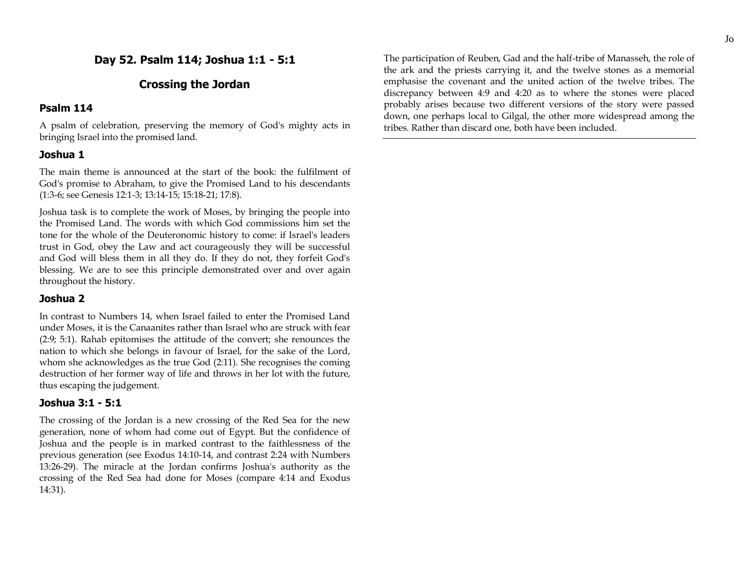## Day 52. Psalm 114; Joshua 1:1 - 5:1

## Crossing the Jordan

### Psalm 114

A psalm of celebration, preserving the memory of God's mighty acts in bringing Israel into the promised land.

### Joshua 1

The main theme is announced at the start of the book: the fulfilment of God's promise to Abraham, to give the Promised Land to his descendants (1:3-6; see Genesis 12:1-3; 13:14-15; 15:18-21; 17:8).

Joshua task is to complete the work of Moses, by bringing the people into the Promised Land. The words with which God commissions him set the tone for the whole of the Deuteronomic history to come: if Israel's leaders trust in God, obey the Law and act courageously they will be successful and God will bless them in all they do. If they do not, they forfeit God's blessing. We are to see this principle demonstrated over and over again throughout the history.

### Joshua 2

In contrast to Numbers 14, when Israel failed to enter the Promised Land under Moses, it is the Canaanites rather than Israel who are struck with fear (2:9; 5:1). Rahab epitomises the attitude of the convert; she renounces the nation to which she belongs in favour of Israel, for the sake of the Lord, whom she acknowledges as the true God (2:11). She recognises the coming destruction of her former way of life and throws in her lot with the future, thus escaping the judgement.

### Joshua 3:1 - 5:1

The crossing of the Jordan is a new crossing of the Red Sea for the new generation, none of whom had come out of Egypt. But the confidence of Joshua and the people is in marked contrast to the faithlessness of the previous generation (see Exodus 14:10-14, and contrast 2:24 with Numbers 13:26-29). The miracle at the Jordan confirms Joshua's authority as the crossing of the Red Sea had done for Moses (compare 4:14 and Exodus 14:31).

The participation of Reuben, Gad and the half-tribe of Manasseh, the role of the ark and the priests carrying it, and the twelve stones as a memorial emphasise the covenant and the united action of the twelve tribes. The discrepancy between 4:9 and 4:20 as to where the stones were placed probably arises because two different versions of the story were passed down, one perhaps local to Gilgal, the other more widespread among the tribes. Rather than discard one, both have been included.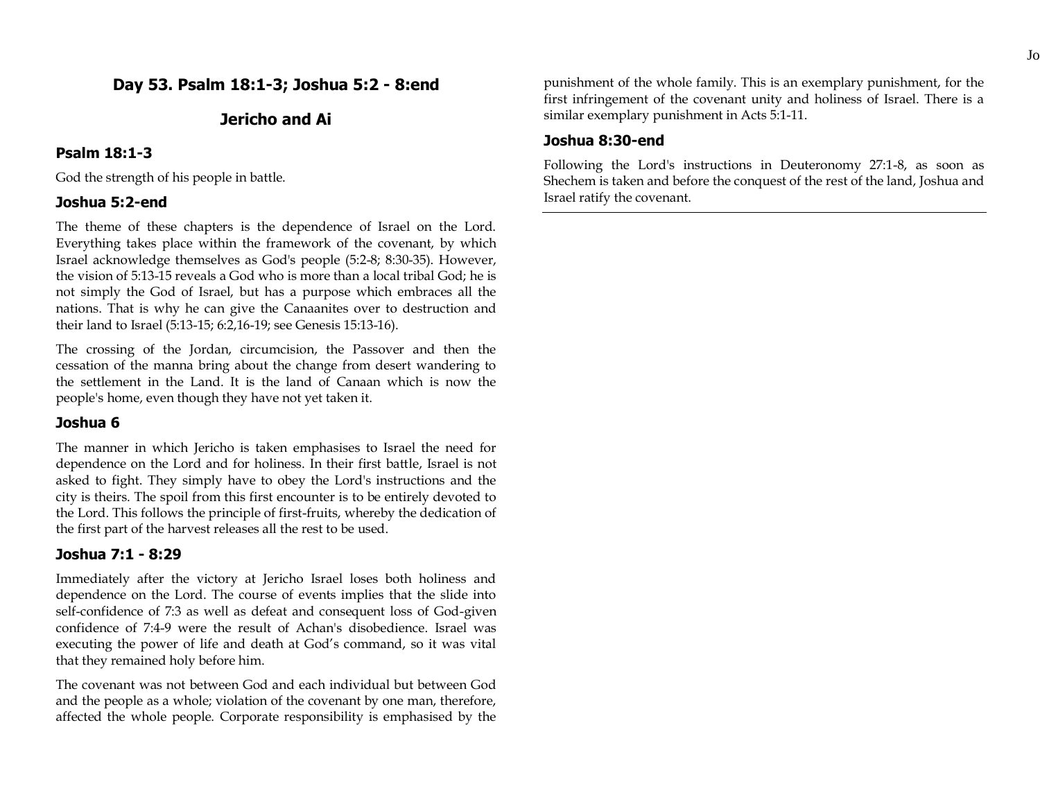## Day 53. Psalm 18:1-3; Joshua 5:2 - 8:end

## Jericho and Ai

### Psalm 18:1-3

God the strength of his people in battle.

### Joshua 5:2-end

The theme of these chapters is the dependence of Israel on the Lord. Everything takes place within the framework of the covenant, by which Israel acknowledge themselves as God's people (5:2-8; 8:30-35). However, the vision of 5:13-15 reveals a God who is more than a local tribal God; he is not simply the God of Israel, but has a purpose which embraces all the nations. That is why he can give the Canaanites over to destruction and their land to Israel (5:13-15; 6:2,16-19; see Genesis 15:13-16).

The crossing of the Jordan, circumcision, the Passover and then the cessation of the manna bring about the change from desert wandering to the settlement in the Land. It is the land of Canaan which is now the people's home, even though they have not yet taken it.

### Joshua 6

The manner in which Jericho is taken emphasises to Israel the need for dependence on the Lord and for holiness. In their first battle, Israel is not asked to fight. They simply have to obey the Lord's instructions and the city is theirs. The spoil from this first encounter is to be entirely devoted to the Lord. This follows the principle of first-fruits, whereby the dedication of the first part of the harvest releases all the rest to be used.

### Joshua 7:1 - 8:29

Immediately after the victory at Jericho Israel loses both holiness and dependence on the Lord. The course of events implies that the slide into self-confidence of 7:3 as well as defeat and consequent loss of God-given confidence of 7:4-9 were the result of Achan's disobedience. Israel was executing the power of life and death at God's command, so it was vital that they remained holy before him.

The covenant was not between God and each individual but between God and the people as a whole; violation of the covenant by one man, therefore, affected the whole people. Corporate responsibility is emphasised by the punishment of the whole family. This is an exemplary punishment, for the first infringement of the covenant unity and holiness of Israel. There is a similar exemplary punishment in Acts 5:1-11.

### Joshua 8:30-end

Following the Lord's instructions in Deuteronomy 27:1-8, as soon as Shechem is taken and before the conquest of the rest of the land, Joshua and Israel ratify the covenant.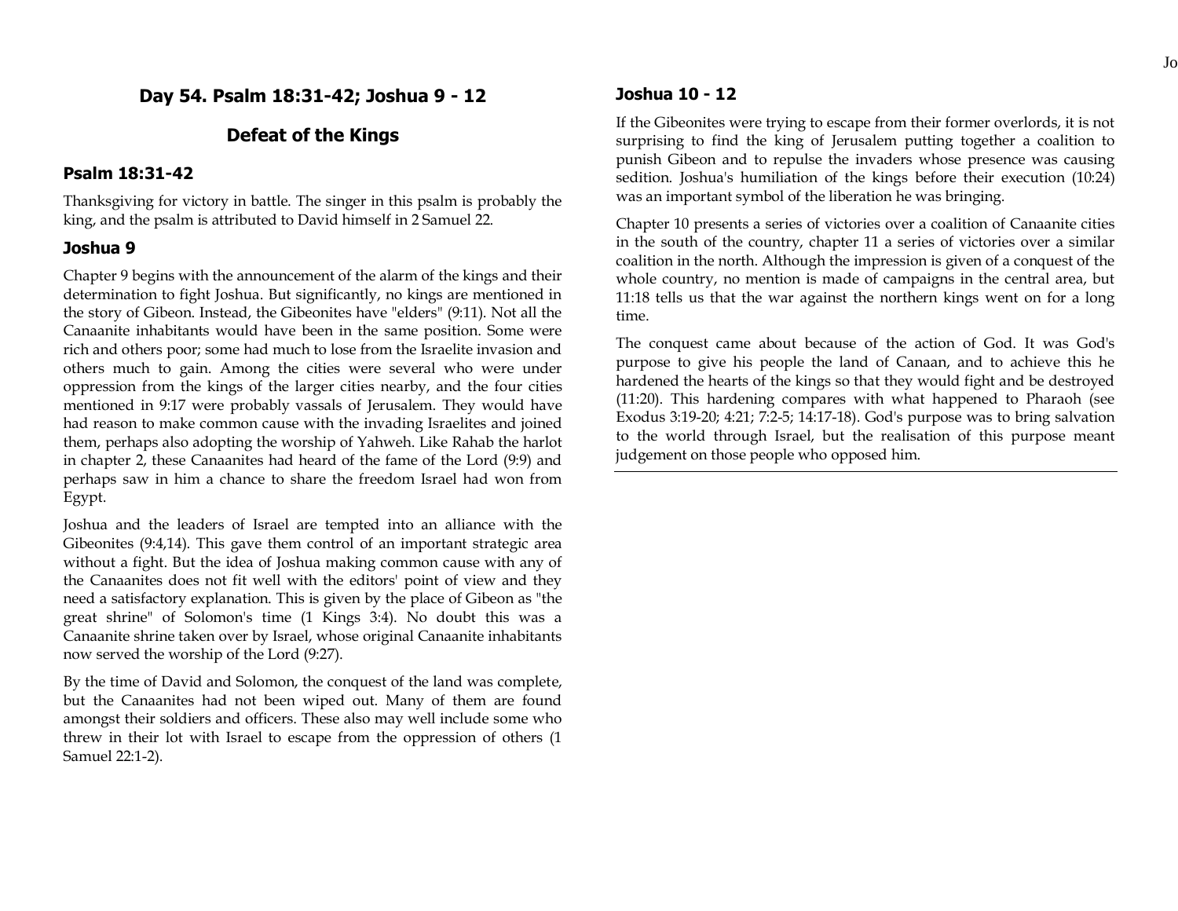## Day 54. Psalm 18:31-42; Joshua 9 - 12

## Defeat of the Kings

### Psalm 18:31-42

Thanksgiving for victory in battle. The singer in this psalm is probably the king, and the psalm is attributed to David himself in 2 Samuel 22.

### Joshua 9

Chapter 9 begins with the announcement of the alarm of the kings and their determination to fight Joshua. But significantly, no kings are mentioned in the story of Gibeon. Instead, the Gibeonites have "elders" (9:11). Not all the Canaanite inhabitants would have been in the same position. Some were rich and others poor; some had much to lose from the Israelite invasion and others much to gain. Among the cities were several who were under oppression from the kings of the larger cities nearby, and the four cities mentioned in 9:17 were probably vassals of Jerusalem. They would have had reason to make common cause with the invading Israelites and joined them, perhaps also adopting the worship of Yahweh. Like Rahab the harlot in chapter 2, these Canaanites had heard of the fame of the Lord (9:9) and perhaps saw in him a chance to share the freedom Israel had won from Egypt.

Joshua and the leaders of Israel are tempted into an alliance with the Gibeonites (9:4,14). This gave them control of an important strategic area without a fight. But the idea of Joshua making common cause with any of the Canaanites does not fit well with the editors' point of view and they need a satisfactory explanation. This is given by the place of Gibeon as "the great shrine" of Solomon's time (1 Kings 3:4). No doubt this was a Canaanite shrine taken over by Israel, whose original Canaanite inhabitants now served the worship of the Lord (9:27).

By the time of David and Solomon, the conquest of the land was complete, but the Canaanites had not been wiped out. Many of them are found amongst their soldiers and officers. These also may well include some who threw in their lot with Israel to escape from the oppression of others (1 Samuel 22:1-2).

### Joshua 10 - 12

If the Gibeonites were trying to escape from their former overlords, it is not surprising to find the king of Jerusalem putting together a coalition to punish Gibeon and to repulse the invaders whose presence was causing sedition. Joshua's humiliation of the kings before their execution (10:24) was an important symbol of the liberation he was bringing.

Chapter 10 presents a series of victories over a coalition of Canaanite cities in the south of the country, chapter 11 a series of victories over a similar coalition in the north. Although the impression is given of a conquest of the whole country, no mention is made of campaigns in the central area, but 11:18 tells us that the war against the northern kings went on for a long time.

The conquest came about because of the action of God. It was God's purpose to give his people the land of Canaan, and to achieve this he hardened the hearts of the kings so that they would fight and be destroyed (11:20). This hardening compares with what happened to Pharaoh (see Exodus 3:19-20; 4:21; 7:2-5; 14:17-18). God's purpose was to bring salvation to the world through Israel, but the realisation of this purpose meant judgement on those people who opposed him.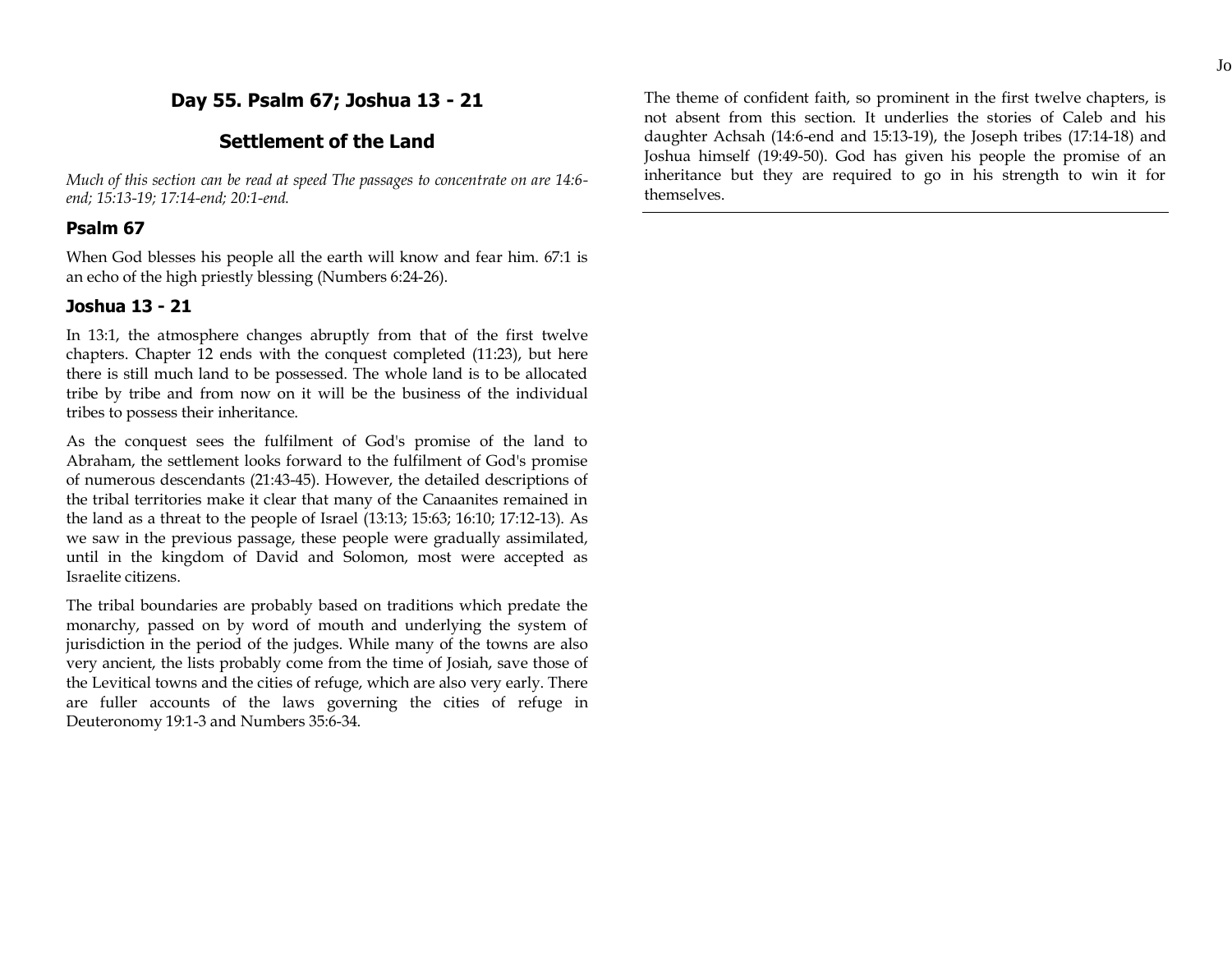## Day 55. Psalm 67; Joshua 13 - 21

## Settlement of the Land

*Much of this section can be read at speed The passages to concentrate on are 14:6-end; 15:13-19; 17:14-end; 20:1-end.*

### Psalm 67

When God blesses his people all the earth will know and fear him. 67:1 is an echo of the high priestly blessing (Numbers 6:24-26).

### Joshua 13 - 21

In 13:1, the atmosphere changes abruptly from that of the first twelve chapters. Chapter 12 ends with the conquest completed (11:23), but here there is still much land to be possessed. The whole land is to be allocated tribe by tribe and from now on it will be the business of the individual tribes to possess their inheritance.

As the conquest sees the fulfilment of God's promise of the land to Abraham, the settlement looks forward to the fulfilment of God's promise of numerous descendants (21:43-45). However, the detailed descriptions of the tribal territories make it clear that many of the Canaanites remained in the land as a threat to the people of Israel (13:13; 15:63; 16:10; 17:12-13). As we saw in the previous passage, these people were gradually assimilated, until in the kingdom of David and Solomon, most were accepted as Israelite citizens.

The tribal boundaries are probably based on traditions which predate the monarchy, passed on by word of mouth and underlying the system of jurisdiction in the period of the judges. While many of the towns are also very ancient, the lists probably come from the time of Josiah, save those of the Levitical towns and the cities of refuge, which are also very early. There are fuller accounts of the laws governing the cities of refuge in Deuteronomy 19:1-3 and Numbers 35:6-34.

The theme of confident faith, so prominent in the first twelve chapters, is not absent from this section. It underlies the stories of Caleb and his daughter Achsah (14:6-end and 15:13-19), the Joseph tribes (17:14-18) and Joshua himself (19:49-50). God has given his people the promise of an inheritance but they are required to go in his strength to win it for themselves.

---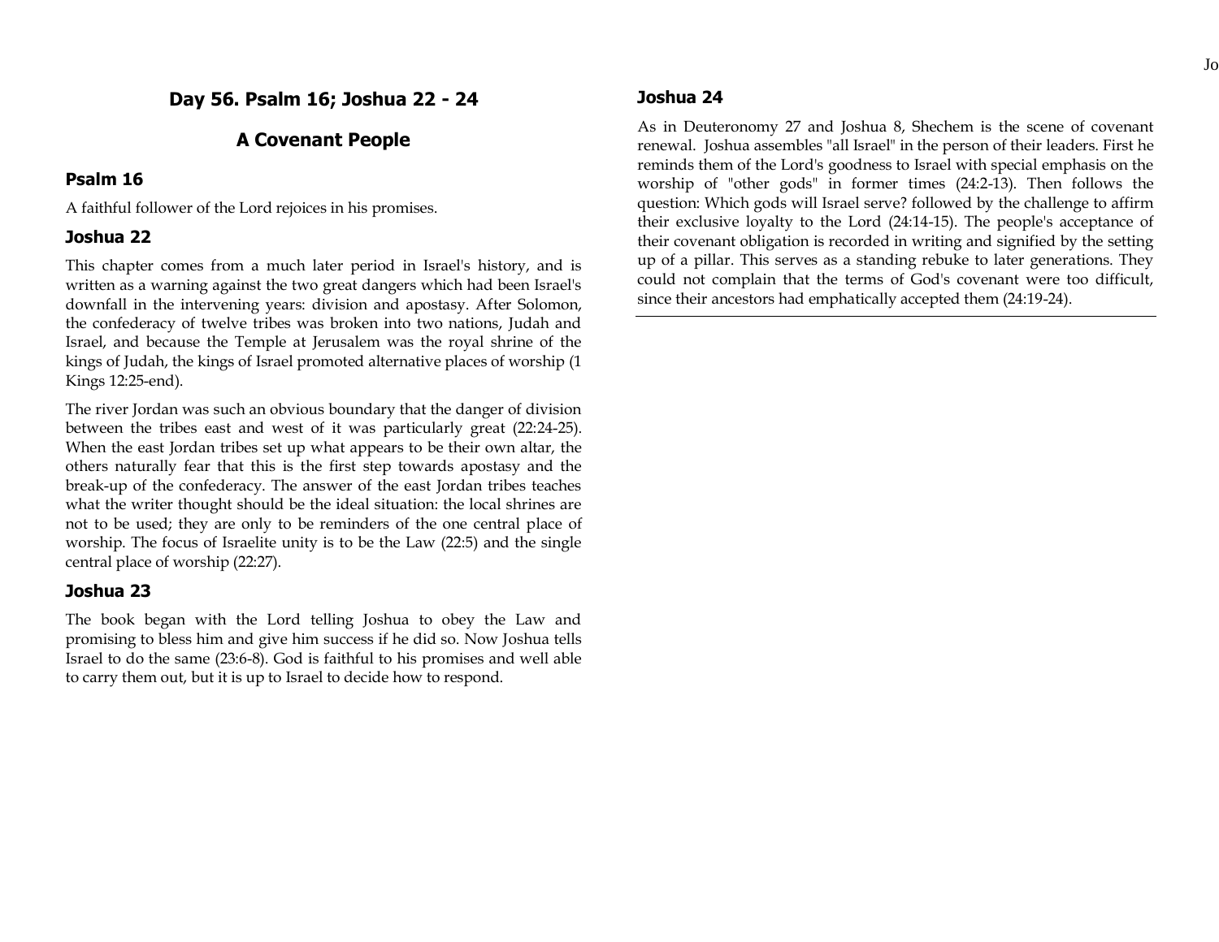## Day 56. Psalm 16; Joshua 22 - 24

## A Covenant People

### Psalm 16

A faithful follower of the Lord rejoices in his promises.

### Joshua 22

This chapter comes from a much later period in Israel's history, and is written as a warning against the two great dangers which had been Israel's downfall in the intervening years: division and apostasy. After Solomon, the confederacy of twelve tribes was broken into two nations, Judah and Israel, and because the Temple at Jerusalem was the royal shrine of the kings of Judah, the kings of Israel promoted alternative places of worship (1 Kings 12:25-end).

The river Jordan was such an obvious boundary that the danger of division between the tribes east and west of it was particularly great (22:24-25). When the east Jordan tribes set up what appears to be their own altar, the others naturally fear that this is the first step towards apostasy and the break-up of the confederacy. The answer of the east Jordan tribes teaches what the writer thought should be the ideal situation: the local shrines are not to be used; they are only to be reminders of the one central place of worship. The focus of Israelite unity is to be the Law (22:5) and the single central place of worship (22:27).

### Joshua 23

The book began with the Lord telling Joshua to obey the Law and promising to bless him and give him success if he did so. Now Joshua tells Israel to do the same (23:6-8). God is faithful to his promises and well able to carry them out, but it is up to Israel to decide how to respond.

### Joshua 24

As in Deuteronomy 27 and Joshua 8, Shechem is the scene of covenant renewal. Joshua assembles "all Israel" in the person of their leaders. First he reminds them of the Lord's goodness to Israel with special emphasis on the worship of "other gods" in former times (24:2-13). Then follows the question: Which gods will Israel serve? followed by the challenge to affirm their exclusive loyalty to the Lord (24:14-15). The people's acceptance of their covenant obligation is recorded in writing and signified by the setting up of a pillar. This serves as a standing rebuke to later generations. They could not complain that the terms of God's covenant were too difficult, since their ancestors had emphatically accepted them (24:19-24).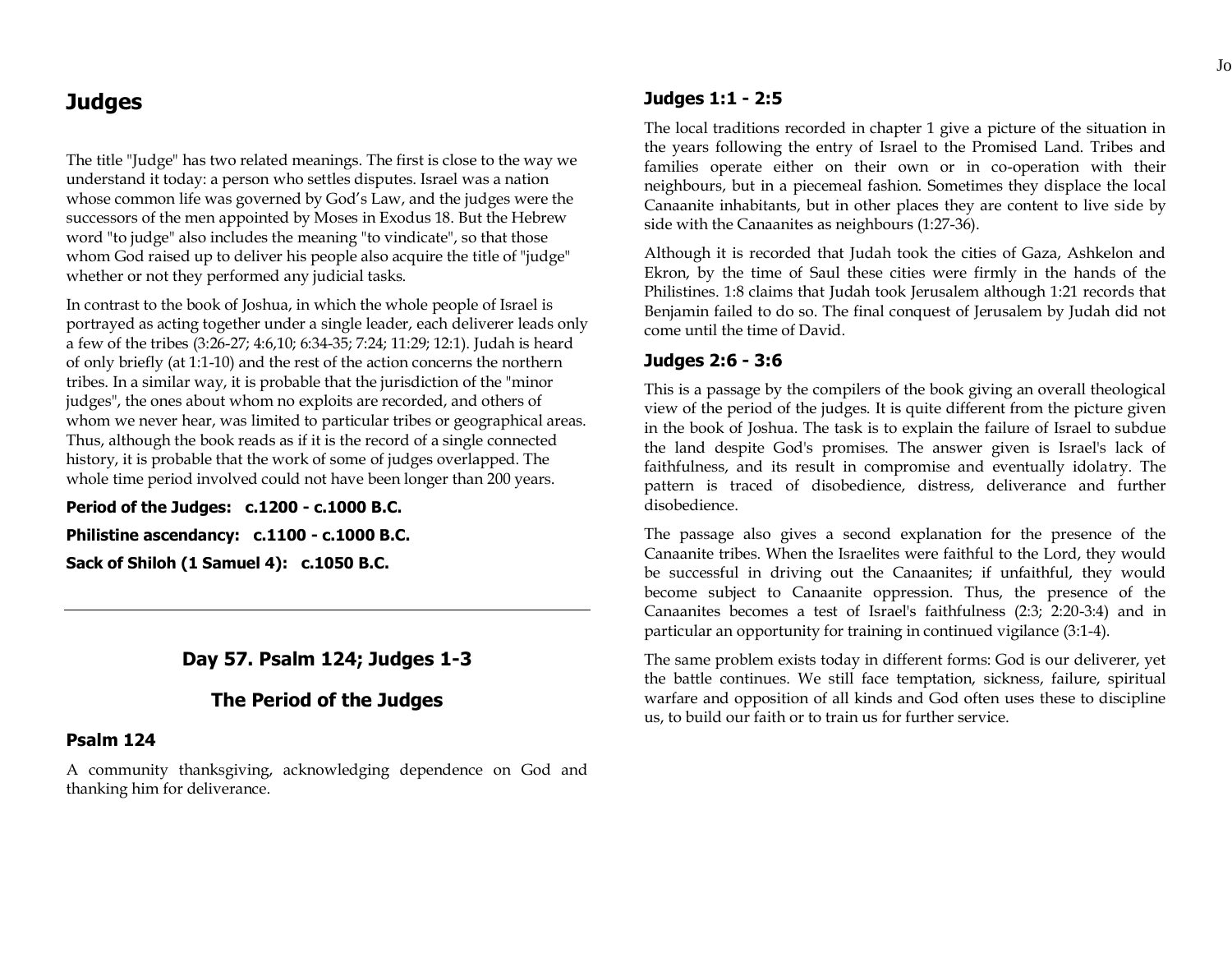# Judges

The title "Judge" has two related meanings. The first is close to the way we understand it today: a person who settles disputes. Israel was a nation whose common life was governed by God's Law, and the judges were the successors of the men appointed by Moses in Exodus 18. But the Hebrew word "to judge" also includes the meaning "to vindicate", so that those whom God raised up to deliver his people also acquire the title of "judge" whether or not they performed any judicial tasks.

In contrast to the book of Joshua, in which the whole people of Israel is portrayed as acting together under a single leader, each deliverer leads only a few of the tribes (3:26-27; 4:6,10; 6:34-35; 7:24; 11:29; 12:1). Judah is heard of only briefly (at 1:1-10) and the rest of the action concerns the northern tribes. In a similar way, it is probable that the jurisdiction of the "minor judges", the ones about whom no exploits are recorded, and others of whom we never hear, was limited to particular tribes or geographical areas. Thus, although the book reads as if it is the record of a single connected history, it is probable that the work of some of judges overlapped. The whole time period involved could not have been longer than 200 years.

**Period of the Judges: c.1200 - c.1000 B.C.**

**Philistine ascendancy: c.1100 - c.1000 B.C.**

**Sack of Shiloh (1 Samuel 4): c.1050 B.C.**

---

## Day 57. Psalm 124; Judges 1-3

## The Period of the Judges

### Psalm 124

A community thanksgiving, acknowledging dependence on God and thanking him for deliverance.

### Judges 1:1 - 2:5

The local traditions recorded in chapter 1 give a picture of the situation in the years following the entry of Israel to the Promised Land. Tribes and families operate either on their own or in co-operation with their neighbours, but in a piecemeal fashion. Sometimes they displace the local Canaanite inhabitants, but in other places they are content to live side by side with the Canaanites as neighbours (1:27-36).

Although it is recorded that Judah took the cities of Gaza, Ashkelon and Ekron, by the time of Saul these cities were firmly in the hands of the Philistines. 1:8 claims that Judah took Jerusalem although 1:21 records that Benjamin failed to do so. The final conquest of Jerusalem by Judah did not come until the time of David.

### Judges 2:6 - 3:6

This is a passage by the compilers of the book giving an overall theological view of the period of the judges. It is quite different from the picture given in the book of Joshua. The task is to explain the failure of Israel to subdue the land despite God's promises. The answer given is Israel's lack of faithfulness, and its result in compromise and eventually idolatry. The pattern is traced of disobedience, distress, deliverance and further disobedience.

The passage also gives a second explanation for the presence of the Canaanite tribes. When the Israelites were faithful to the Lord, they would be successful in driving out the Canaanites; if unfaithful, they would become subject to Canaanite oppression. Thus, the presence of the Canaanites becomes a test of Israel's faithfulness (2:3; 2:20-3:4) and in particular an opportunity for training in continued vigilance (3:1-4).

The same problem exists today in different forms: God is our deliverer, yet the battle continues. We still face temptation, sickness, failure, spiritual warfare and opposition of all kinds and God often uses these to discipline us, to build our faith or to train us for further service.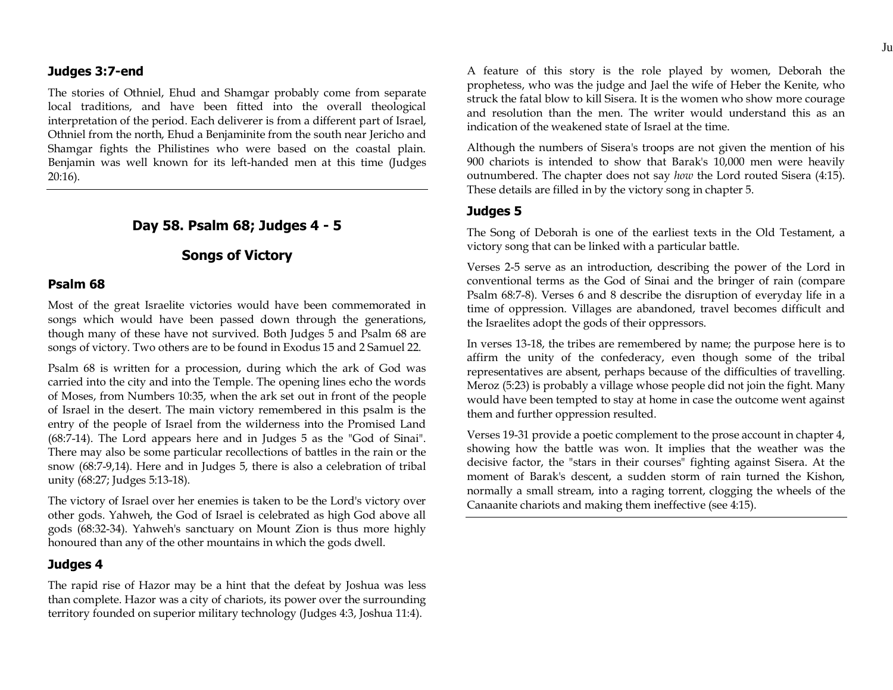### Judges 3:7-end

The stories of Othniel, Ehud and Shamgar probably come from separate local traditions, and have been fitted into the overall theological interpretation of the period. Each deliverer is from a different part of Israel, Othniel from the north, Ehud a Benjaminite from the south near Jericho and Shamgar fights the Philistines who were based on the coastal plain. Benjamin was well known for its left-handed men at this time (Judges 20:16).

---

## Day 58. Psalm 68; Judges 4 - 5

## Songs of Victory

### Psalm 68

Most of the great Israelite victories would have been commemorated in songs which would have been passed down through the generations, though many of these have not survived. Both Judges 5 and Psalm 68 are songs of victory. Two others are to be found in Exodus 15 and 2 Samuel 22.

Psalm 68 is written for a procession, during which the ark of God was carried into the city and into the Temple. The opening lines echo the words of Moses, from Numbers 10:35, when the ark set out in front of the people of Israel in the desert. The main victory remembered in this psalm is the entry of the people of Israel from the wilderness into the Promised Land (68:7-14). The Lord appears here and in Judges 5 as the "God of Sinai". There may also be some particular recollections of battles in the rain or the snow (68:7-9,14). Here and in Judges 5, there is also a celebration of tribal unity (68:27; Judges 5:13-18).

The victory of Israel over her enemies is taken to be the Lord's victory over other gods. Yahweh, the God of Israel is celebrated as high God above all gods (68:32-34). Yahweh's sanctuary on Mount Zion is thus more highly honoured than any of the other mountains in which the gods dwell.

### Judges 4

The rapid rise of Hazor may be a hint that the defeat by Joshua was less than complete. Hazor was a city of chariots, its power over the surrounding territory founded on superior military technology (Judges 4:3, Joshua 11:4).

A feature of this story is the role played by women, Deborah the prophetess, who was the judge and Jael the wife of Heber the Kenite, who struck the fatal blow to kill Sisera. It is the women who show more courage and resolution than the men. The writer would understand this as an indication of the weakened state of Israel at the time.

Although the numbers of Sisera's troops are not given the mention of his 900 chariots is intended to show that Barak's 10,000 men were heavily outnumbered. The chapter does not say *how* the Lord routed Sisera (4:15). These details are filled in by the victory song in chapter 5.

### Judges 5

The Song of Deborah is one of the earliest texts in the Old Testament, a victory song that can be linked with a particular battle.

Verses 2-5 serve as an introduction, describing the power of the Lord in conventional terms as the God of Sinai and the bringer of rain (compare Psalm 68:7-8). Verses 6 and 8 describe the disruption of everyday life in a time of oppression. Villages are abandoned, travel becomes difficult and the Israelites adopt the gods of their oppressors.

In verses 13-18, the tribes are remembered by name; the purpose here is to affirm the unity of the confederacy, even though some of the tribal representatives are absent, perhaps because of the difficulties of travelling. Meroz (5:23) is probably a village whose people did not join the fight. Many would have been tempted to stay at home in case the outcome went against them and further oppression resulted.

Verses 19-31 provide a poetic complement to the prose account in chapter 4, showing how the battle was won. It implies that the weather was the decisive factor, the "stars in their courses" fighting against Sisera. At the moment of Barak's descent, a sudden storm of rain turned the Kishon, normally a small stream, into a raging torrent, clogging the wheels of the Canaanite chariots and making them ineffective (see 4:15).

---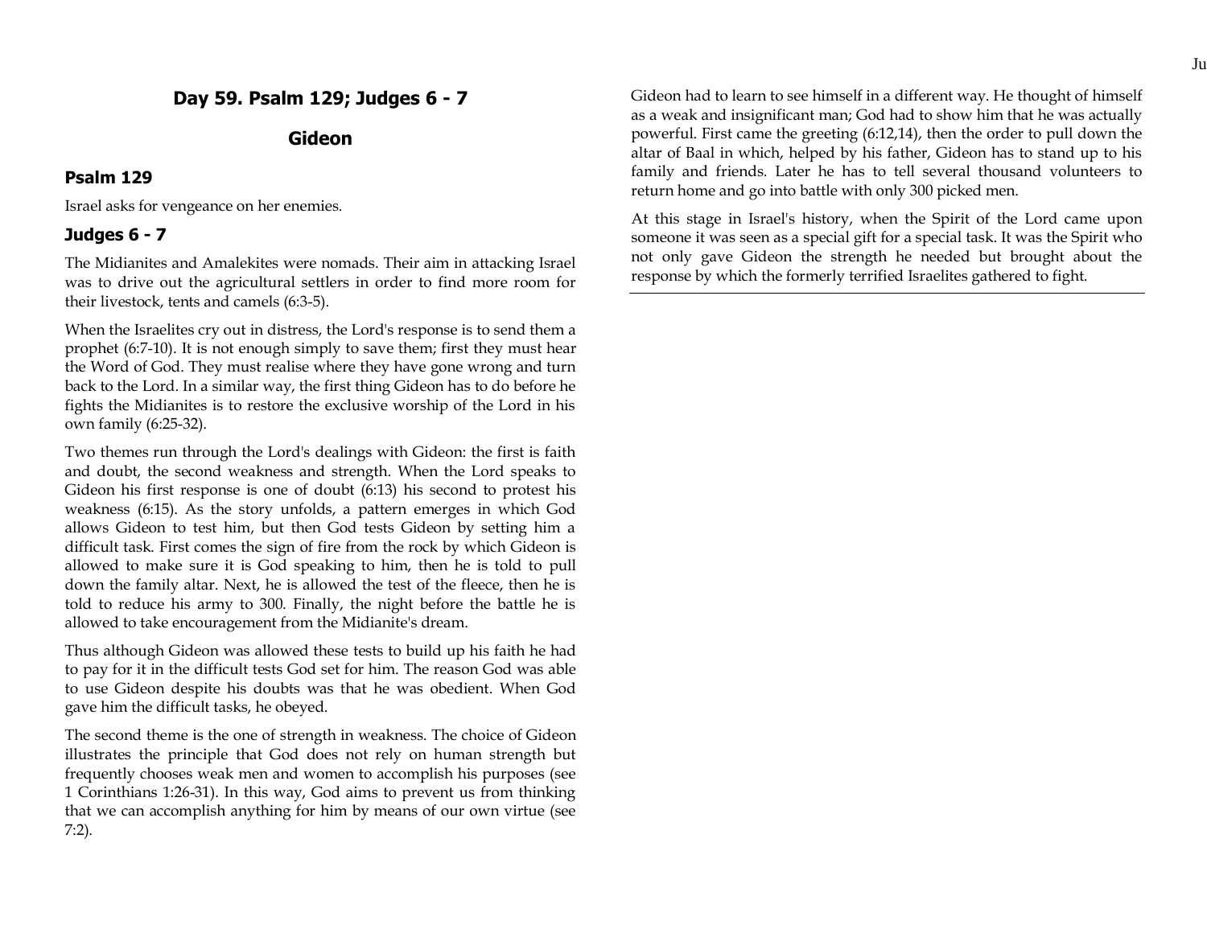## Day 59. Psalm 129; Judges 6 - 7

## Gideon

### Psalm 129

Israel asks for vengeance on her enemies.

### Judges 6 - 7

The Midianites and Amalekites were nomads. Their aim in attacking Israel was to drive out the agricultural settlers in order to find more room for their livestock, tents and camels (6:3-5).

When the Israelites cry out in distress, the Lord's response is to send them a prophet (6:7-10). It is not enough simply to save them; first they must hear the Word of God. They must realise where they have gone wrong and turn back to the Lord. In a similar way, the first thing Gideon has to do before he fights the Midianites is to restore the exclusive worship of the Lord in his own family (6:25-32).

Two themes run through the Lord's dealings with Gideon: the first is faith and doubt, the second weakness and strength. When the Lord speaks to Gideon his first response is one of doubt (6:13) his second to protest his weakness (6:15). As the story unfolds, a pattern emerges in which God allows Gideon to test him, but then God tests Gideon by setting him a difficult task. First comes the sign of fire from the rock by which Gideon is allowed to make sure it is God speaking to him, then he is told to pull down the family altar. Next, he is allowed the test of the fleece, then he is told to reduce his army to 300. Finally, the night before the battle he is allowed to take encouragement from the Midianite's dream.

Thus although Gideon was allowed these tests to build up his faith he had to pay for it in the difficult tests God set for him. The reason God was able to use Gideon despite his doubts was that he was obedient. When God gave him the difficult tasks, he obeyed.

The second theme is the one of strength in weakness. The choice of Gideon illustrates the principle that God does not rely on human strength but frequently chooses weak men and women to accomplish his purposes (see 1 Corinthians 1:26-31). In this way, God aims to prevent us from thinking that we can accomplish anything for him by means of our own virtue (see 7:2).

Gideon had to learn to see himself in a different way. He thought of himself as a weak and insignificant man; God had to show him that he was actually powerful. First came the greeting (6:12,14), then the order to pull down the altar of Baal in which, helped by his father, Gideon has to stand up to his family and friends. Later he has to tell several thousand volunteers to return home and go into battle with only 300 picked men.

At this stage in Israel's history, when the Spirit of the Lord came upon someone it was seen as a special gift for a special task. It was the Spirit who not only gave Gideon the strength he needed but brought about the response by which the formerly terrified Israelites gathered to fight.

---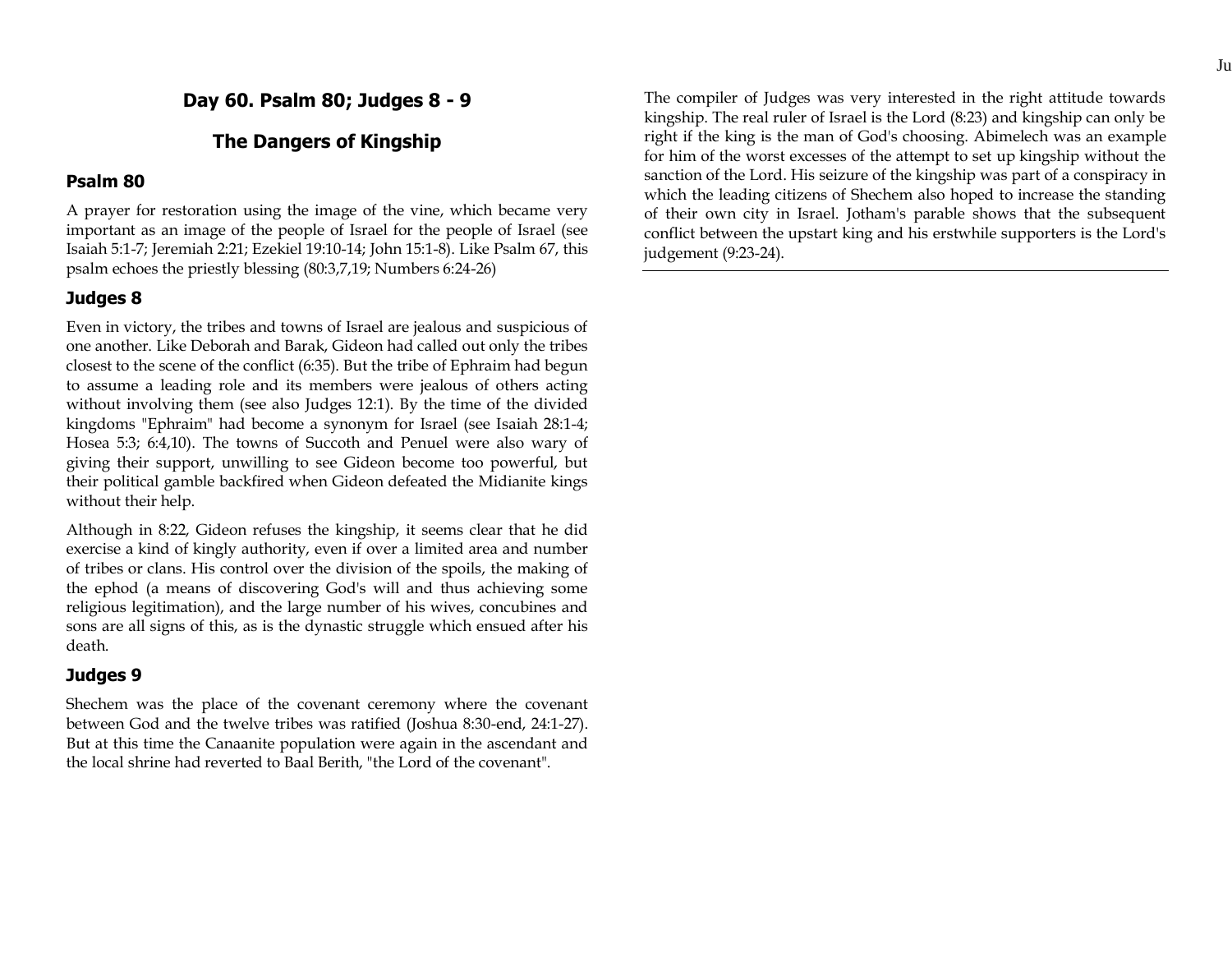## Day 60. Psalm 80; Judges 8 - 9

## The Dangers of Kingship

### Psalm 80

A prayer for restoration using the image of the vine, which became very important as an image of the people of Israel for the people of Israel (see Isaiah 5:1-7; Jeremiah 2:21; Ezekiel 19:10-14; John 15:1-8). Like Psalm 67, this psalm echoes the priestly blessing (80:3,7,19; Numbers 6:24-26)

### Judges 8

Even in victory, the tribes and towns of Israel are jealous and suspicious of one another. Like Deborah and Barak, Gideon had called out only the tribes closest to the scene of the conflict (6:35). But the tribe of Ephraim had begun to assume a leading role and its members were jealous of others acting without involving them (see also Judges 12:1). By the time of the divided kingdoms "Ephraim" had become a synonym for Israel (see Isaiah 28:1-4; Hosea 5:3; 6:4,10). The towns of Succoth and Penuel were also wary of giving their support, unwilling to see Gideon become too powerful, but their political gamble backfired when Gideon defeated the Midianite kings without their help.

Although in 8:22, Gideon refuses the kingship, it seems clear that he did exercise a kind of kingly authority, even if over a limited area and number of tribes or clans. His control over the division of the spoils, the making of the ephod (a means of discovering God's will and thus achieving some religious legitimation), and the large number of his wives, concubines and sons are all signs of this, as is the dynastic struggle which ensued after his death.

### Judges 9

Shechem was the place of the covenant ceremony where the covenant between God and the twelve tribes was ratified (Joshua 8:30-end, 24:1-27). But at this time the Canaanite population were again in the ascendant and the local shrine had reverted to Baal Berith, "the Lord of the covenant".

The compiler of Judges was very interested in the right attitude towards kingship. The real ruler of Israel is the Lord (8:23) and kingship can only be right if the king is the man of God's choosing. Abimelech was an example for him of the worst excesses of the attempt to set up kingship without the sanction of the Lord. His seizure of the kingship was part of a conspiracy in which the leading citizens of Shechem also hoped to increase the standing of their own city in Israel. Jotham's parable shows that the subsequent conflict between the upstart king and his erstwhile supporters is the Lord's judgement (9:23-24).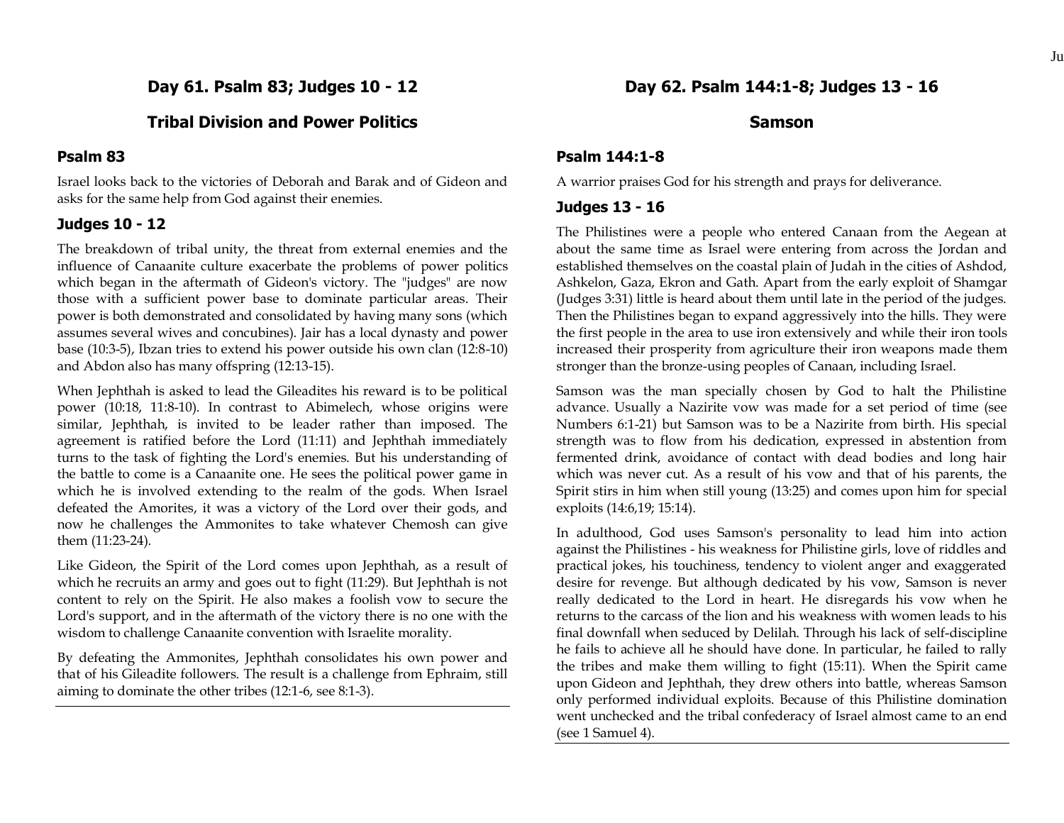## Day 61. Psalm 83; Judges 10 - 12

## Tribal Division and Power Politics

### Psalm 83

Israel looks back to the victories of Deborah and Barak and of Gideon and asks for the same help from God against their enemies.

### Judges 10 - 12

The breakdown of tribal unity, the threat from external enemies and the influence of Canaanite culture exacerbate the problems of power politics which began in the aftermath of Gideon's victory. The "judges" are now those with a sufficient power base to dominate particular areas. Their power is both demonstrated and consolidated by having many sons (which assumes several wives and concubines). Jair has a local dynasty and power base (10:3-5), Ibzan tries to extend his power outside his own clan (12:8-10) and Abdon also has many offspring (12:13-15).

When Jephthah is asked to lead the Gileadites his reward is to be political power (10:18, 11:8-10). In contrast to Abimelech, whose origins were similar, Jephthah, is invited to be leader rather than imposed. The agreement is ratified before the Lord (11:11) and Jephthah immediately turns to the task of fighting the Lord's enemies. But his understanding of the battle to come is a Canaanite one. He sees the political power game in which he is involved extending to the realm of the gods. When Israel defeated the Amorites, it was a victory of the Lord over their gods, and now he challenges the Ammonites to take whatever Chemosh can give them (11:23-24).

Like Gideon, the Spirit of the Lord comes upon Jephthah, as a result of which he recruits an army and goes out to fight (11:29). But Jephthah is not content to rely on the Spirit. He also makes a foolish vow to secure the Lord's support, and in the aftermath of the victory there is no one with the wisdom to challenge Canaanite convention with Israelite morality.

By defeating the Ammonites, Jephthah consolidates his own power and that of his Gileadite followers. The result is a challenge from Ephraim, still aiming to dominate the other tribes (12:1-6, see 8:1-3).

---

## Day 62. Psalm 144:1-8; Judges 13 - 16

## Samson

### Psalm 144:1-8

A warrior praises God for his strength and prays for deliverance.

### Judges 13 - 16

The Philistines were a people who entered Canaan from the Aegean at about the same time as Israel were entering from across the Jordan and established themselves on the coastal plain of Judah in the cities of Ashdod, Ashkelon, Gaza, Ekron and Gath. Apart from the early exploit of Shamgar (Judges 3:31) little is heard about them until late in the period of the judges. Then the Philistines began to expand aggressively into the hills. They were the first people in the area to use iron extensively and while their iron tools increased their prosperity from agriculture their iron weapons made them stronger than the bronze-using peoples of Canaan, including Israel.

Samson was the man specially chosen by God to halt the Philistine advance. Usually a Nazirite vow was made for a set period of time (see Numbers 6:1-21) but Samson was to be a Nazirite from birth. His special strength was to flow from his dedication, expressed in abstention from fermented drink, avoidance of contact with dead bodies and long hair which was never cut. As a result of his vow and that of his parents, the Spirit stirs in him when still young (13:25) and comes upon him for special exploits (14:6,19; 15:14).

In adulthood, God uses Samson's personality to lead him into action against the Philistines - his weakness for Philistine girls, love of riddles and practical jokes, his touchiness, tendency to violent anger and exaggerated desire for revenge. But although dedicated by his vow, Samson is never really dedicated to the Lord in heart. He disregards his vow when he returns to the carcass of the lion and his weakness with women leads to his final downfall when seduced by Delilah. Through his lack of self-discipline he fails to achieve all he should have done. In particular, he failed to rally the tribes and make them willing to fight (15:11). When the Spirit came upon Gideon and Jephthah, they drew others into battle, whereas Samson only performed individual exploits. Because of this Philistine domination went unchecked and the tribal confederacy of Israel almost came to an end (see 1 Samuel 4).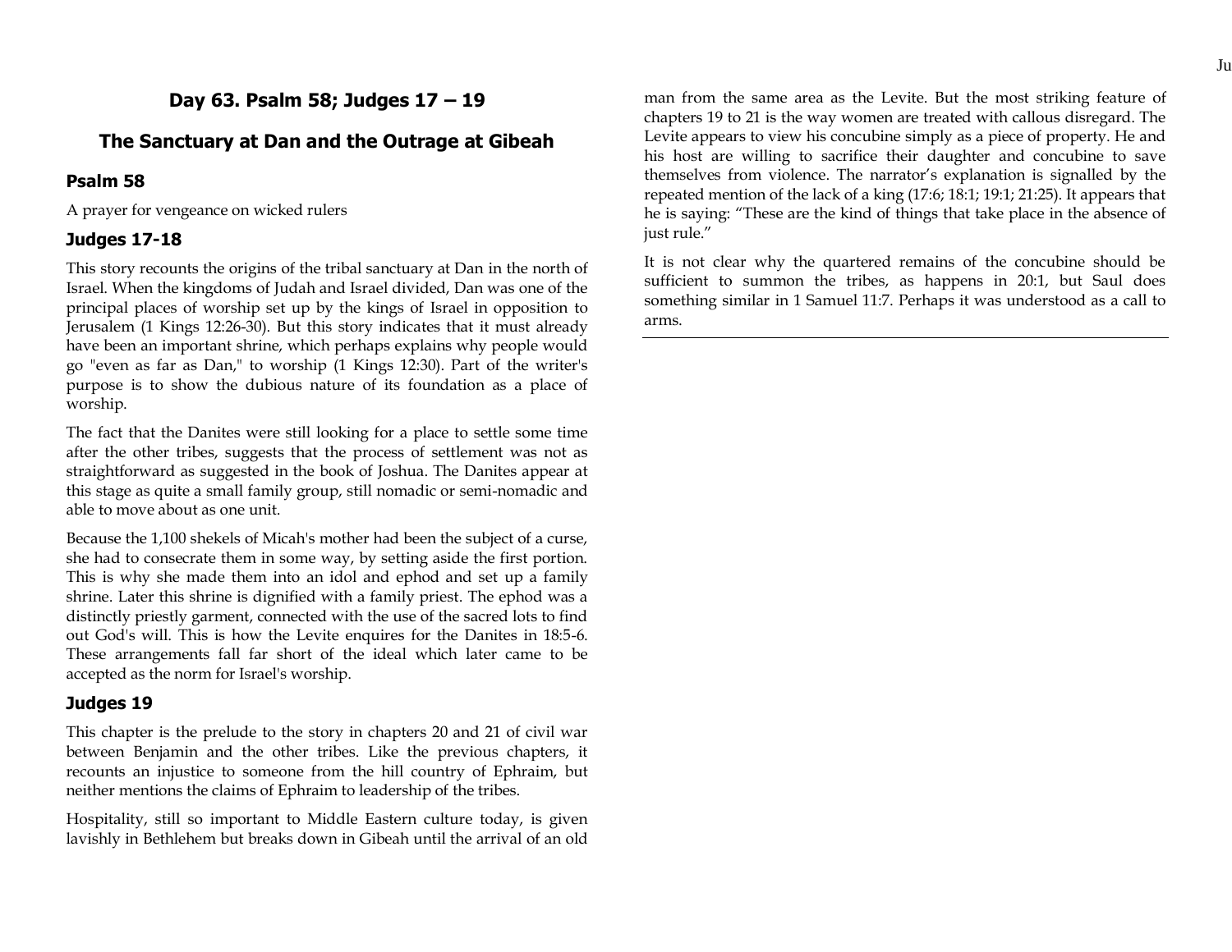## Day 63. Psalm 58; Judges 17 – 19

## The Sanctuary at Dan and the Outrage at Gibeah

### Psalm 58

A prayer for vengeance on wicked rulers

### Judges 17-18

This story recounts the origins of the tribal sanctuary at Dan in the north of Israel. When the kingdoms of Judah and Israel divided, Dan was one of the principal places of worship set up by the kings of Israel in opposition to Jerusalem (1 Kings 12:26-30). But this story indicates that it must already have been an important shrine, which perhaps explains why people would go "even as far as Dan," to worship (1 Kings 12:30). Part of the writer's purpose is to show the dubious nature of its foundation as a place of worship.

The fact that the Danites were still looking for a place to settle some time after the other tribes, suggests that the process of settlement was not as straightforward as suggested in the book of Joshua. The Danites appear at this stage as quite a small family group, still nomadic or semi-nomadic and able to move about as one unit.

Because the 1,100 shekels of Micah's mother had been the subject of a curse, she had to consecrate them in some way, by setting aside the first portion. This is why she made them into an idol and ephod and set up a family shrine. Later this shrine is dignified with a family priest. The ephod was a distinctly priestly garment, connected with the use of the sacred lots to find out God's will. This is how the Levite enquires for the Danites in 18:5-6. These arrangements fall far short of the ideal which later came to be accepted as the norm for Israel's worship.

### Judges 19

This chapter is the prelude to the story in chapters 20 and 21 of civil war between Benjamin and the other tribes. Like the previous chapters, it recounts an injustice to someone from the hill country of Ephraim, but neither mentions the claims of Ephraim to leadership of the tribes.

Hospitality, still so important to Middle Eastern culture today, is given lavishly in Bethlehem but breaks down in Gibeah until the arrival of an old man from the same area as the Levite. But the most striking feature of chapters 19 to 21 is the way women are treated with callous disregard. The Levite appears to view his concubine simply as a piece of property. He and his host are willing to sacrifice their daughter and concubine to save themselves from violence. The narrator's explanation is signalled by the repeated mention of the lack of a king (17:6; 18:1; 19:1; 21:25). It appears that he is saying: "These are the kind of things that take place in the absence of just rule."

It is not clear why the quartered remains of the concubine should be sufficient to summon the tribes, as happens in 20:1, but Saul does something similar in 1 Samuel 11:7. Perhaps it was understood as a call to arms.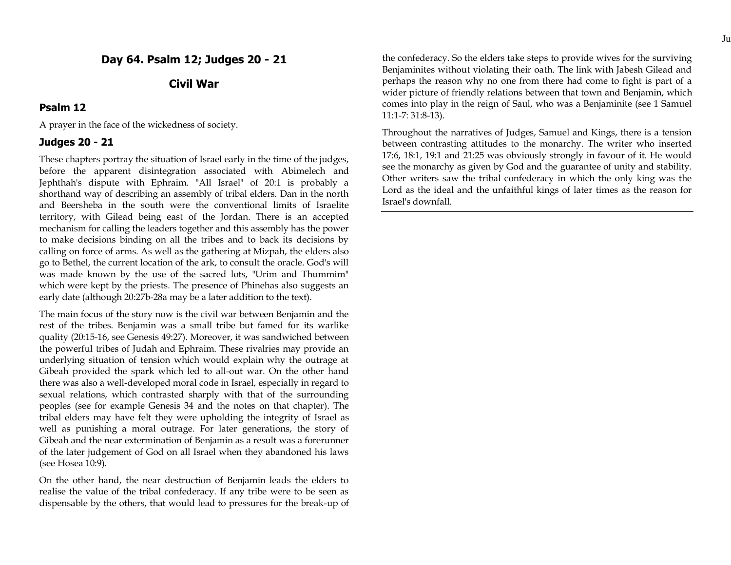## Day 64. Psalm 12; Judges 20 - 21

### Civil War

#### Psalm 12

A prayer in the face of the wickedness of society.

#### Judges 20 - 21

These chapters portray the situation of Israel early in the time of the judges, before the apparent disintegration associated with Abimelech and Jephthah's dispute with Ephraim. "All Israel" of 20:1 is probably a shorthand way of describing an assembly of tribal elders. Dan in the north and Beersheba in the south were the conventional limits of Israelite territory, with Gilead being east of the Jordan. There is an accepted mechanism for calling the leaders together and this assembly has the power to make decisions binding on all the tribes and to back its decisions by calling on force of arms. As well as the gathering at Mizpah, the elders also go to Bethel, the current location of the ark, to consult the oracle. God's will was made known by the use of the sacred lots, "Urim and Thummim" which were kept by the priests. The presence of Phinehas also suggests an early date (although 20:27b-28a may be a later addition to the text).

The main focus of the story now is the civil war between Benjamin and the rest of the tribes. Benjamin was a small tribe but famed for its warlike quality (20:15-16, see Genesis 49:27). Moreover, it was sandwiched between the powerful tribes of Judah and Ephraim. These rivalries may provide an underlying situation of tension which would explain why the outrage at Gibeah provided the spark which led to all-out war. On the other hand there was also a well-developed moral code in Israel, especially in regard to sexual relations, which contrasted sharply with that of the surrounding peoples (see for example Genesis 34 and the notes on that chapter). The tribal elders may have felt they were upholding the integrity of Israel as well as punishing a moral outrage. For later generations, the story of Gibeah and the near extermination of Benjamin as a result was a forerunner of the later judgement of God on all Israel when they abandoned his laws (see Hosea 10:9).

On the other hand, the near destruction of Benjamin leads the elders to realise the value of the tribal confederacy. If any tribe were to be seen as dispensable by the others, that would lead to pressures for the break-up of the confederacy. So the elders take steps to provide wives for the surviving Benjaminites without violating their oath. The link with Jabesh Gilead and perhaps the reason why no one from there had come to fight is part of a wider picture of friendly relations between that town and Benjamin, which comes into play in the reign of Saul, who was a Benjaminite (see 1 Samuel 11:1-7: 31:8-13).

Throughout the narratives of Judges, Samuel and Kings, there is a tension between contrasting attitudes to the monarchy. The writer who inserted 17:6, 18:1, 19:1 and 21:25 was obviously strongly in favour of it. He would see the monarchy as given by God and the guarantee of unity and stability. Other writers saw the tribal confederacy in which the only king was the Lord as the ideal and the unfaithful kings of later times as the reason for Israel's downfall.

---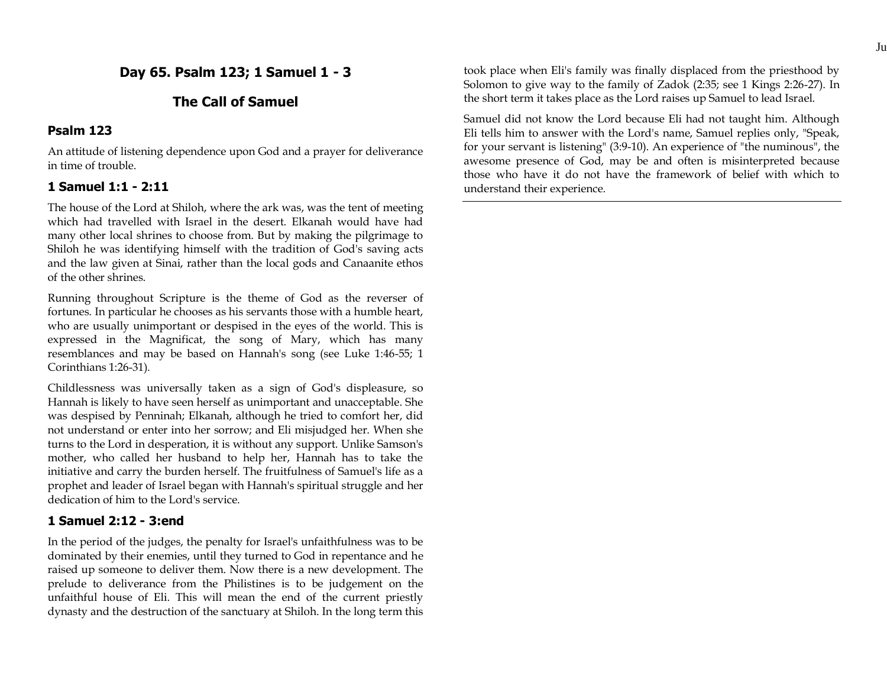## Day 65. Psalm 123; 1 Samuel 1 - 3

## The Call of Samuel

### Psalm 123

An attitude of listening dependence upon God and a prayer for deliverance in time of trouble.

### 1 Samuel 1:1 - 2:11

The house of the Lord at Shiloh, where the ark was, was the tent of meeting which had travelled with Israel in the desert. Elkanah would have had many other local shrines to choose from. But by making the pilgrimage to Shiloh he was identifying himself with the tradition of God's saving acts and the law given at Sinai, rather than the local gods and Canaanite ethos of the other shrines.

Running throughout Scripture is the theme of God as the reverser of fortunes. In particular he chooses as his servants those with a humble heart, who are usually unimportant or despised in the eyes of the world. This is expressed in the Magnificat, the song of Mary, which has many resemblances and may be based on Hannah's song (see Luke 1:46-55; 1 Corinthians 1:26-31).

Childlessness was universally taken as a sign of God's displeasure, so Hannah is likely to have seen herself as unimportant and unacceptable. She was despised by Penninah; Elkanah, although he tried to comfort her, did not understand or enter into her sorrow; and Eli misjudged her. When she turns to the Lord in desperation, it is without any support. Unlike Samson's mother, who called her husband to help her, Hannah has to take the initiative and carry the burden herself. The fruitfulness of Samuel's life as a prophet and leader of Israel began with Hannah's spiritual struggle and her dedication of him to the Lord's service.

### 1 Samuel 2:12 - 3:end

In the period of the judges, the penalty for Israel's unfaithfulness was to be dominated by their enemies, until they turned to God in repentance and he raised up someone to deliver them. Now there is a new development. The prelude to deliverance from the Philistines is to be judgement on the unfaithful house of Eli. This will mean the end of the current priestly dynasty and the destruction of the sanctuary at Shiloh. In the long term this took place when Eli's family was finally displaced from the priesthood by Solomon to give way to the family of Zadok (2:35; see 1 Kings 2:26-27). In the short term it takes place as the Lord raises up Samuel to lead Israel.

Samuel did not know the Lord because Eli had not taught him. Although Eli tells him to answer with the Lord's name, Samuel replies only, "Speak, for your servant is listening" (3:9-10). An experience of "the numinous", the awesome presence of God, may be and often is misinterpreted because those who have it do not have the framework of belief with which to understand their experience.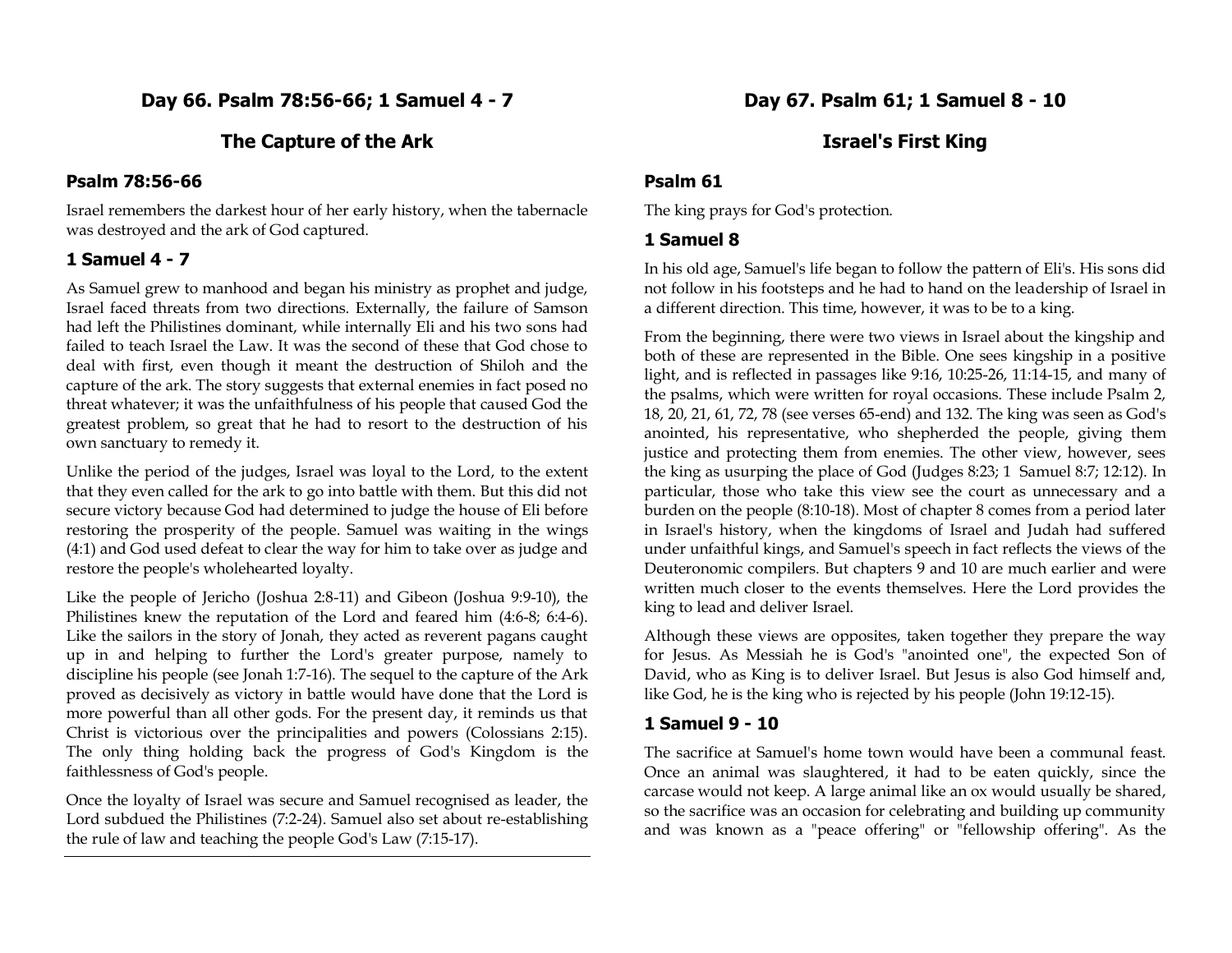## Day 66. Psalm 78:56-66; 1 Samuel 4 - 7

## The Capture of the Ark

### Psalm 78:56-66

Israel remembers the darkest hour of her early history, when the tabernacle was destroyed and the ark of God captured.

### 1 Samuel 4 - 7

As Samuel grew to manhood and began his ministry as prophet and judge, Israel faced threats from two directions. Externally, the failure of Samson had left the Philistines dominant, while internally Eli and his two sons had failed to teach Israel the Law. It was the second of these that God chose to deal with first, even though it meant the destruction of Shiloh and the capture of the ark. The story suggests that external enemies in fact posed no threat whatever; it was the unfaithfulness of his people that caused God the greatest problem, so great that he had to resort to the destruction of his own sanctuary to remedy it.

Unlike the period of the judges, Israel was loyal to the Lord, to the extent that they even called for the ark to go into battle with them. But this did not secure victory because God had determined to judge the house of Eli before restoring the prosperity of the people. Samuel was waiting in the wings (4:1) and God used defeat to clear the way for him to take over as judge and restore the people's wholehearted loyalty.

Like the people of Jericho (Joshua 2:8-11) and Gibeon (Joshua 9:9-10), the Philistines knew the reputation of the Lord and feared him (4:6-8; 6:4-6). Like the sailors in the story of Jonah, they acted as reverent pagans caught up in and helping to further the Lord's greater purpose, namely to discipline his people (see Jonah 1:7-16). The sequel to the capture of the Ark proved as decisively as victory in battle would have done that the Lord is more powerful than all other gods. For the present day, it reminds us that Christ is victorious over the principalities and powers (Colossians 2:15). The only thing holding back the progress of God's Kingdom is the faithlessness of God's people.

Once the loyalty of Israel was secure and Samuel recognised as leader, the Lord subdued the Philistines (7:2-24). Samuel also set about re-establishing the rule of law and teaching the people God's Law (7:15-17).

---

## Day 67. Psalm 61; 1 Samuel 8 - 10

## Israel's First King

### Psalm 61

The king prays for God's protection.

### 1 Samuel 8

In his old age, Samuel's life began to follow the pattern of Eli's. His sons did not follow in his footsteps and he had to hand on the leadership of Israel in a different direction. This time, however, it was to be to a king.

From the beginning, there were two views in Israel about the kingship and both of these are represented in the Bible. One sees kingship in a positive light, and is reflected in passages like 9:16, 10:25-26, 11:14-15, and many of the psalms, which were written for royal occasions. These include Psalm 2, 18, 20, 21, 61, 72, 78 (see verses 65-end) and 132. The king was seen as God's anointed, his representative, who shepherded the people, giving them justice and protecting them from enemies. The other view, however, sees the king as usurping the place of God (Judges 8:23; 1 Samuel 8:7; 12:12). In particular, those who take this view see the court as unnecessary and a burden on the people (8:10-18). Most of chapter 8 comes from a period later in Israel's history, when the kingdoms of Israel and Judah had suffered under unfaithful kings, and Samuel's speech in fact reflects the views of the Deuteronomic compilers. But chapters 9 and 10 are much earlier and were written much closer to the events themselves. Here the Lord provides the king to lead and deliver Israel.

Although these views are opposites, taken together they prepare the way for Jesus. As Messiah he is God's "anointed one", the expected Son of David, who as King is to deliver Israel. But Jesus is also God himself and, like God, he is the king who is rejected by his people (John 19:12-15).

### 1 Samuel 9 - 10

The sacrifice at Samuel's home town would have been a communal feast. Once an animal was slaughtered, it had to be eaten quickly, since the carcase would not keep. A large animal like an ox would usually be shared, so the sacrifice was an occasion for celebrating and building up community and was known as a "peace offering" or "fellowship offering". As the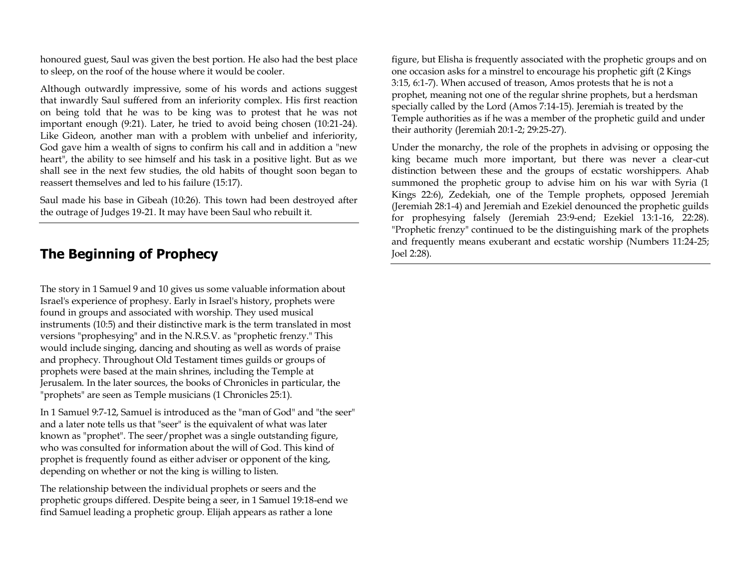honoured guest, Saul was given the best portion. He also had the best place to sleep, on the roof of the house where it would be cooler.

Although outwardly impressive, some of his words and actions suggest that inwardly Saul suffered from an inferiority complex. His first reaction on being told that he was to be king was to protest that he was not important enough (9:21). Later, he tried to avoid being chosen (10:21-24). Like Gideon, another man with a problem with unbelief and inferiority, God gave him a wealth of signs to confirm his call and in addition a "new heart", the ability to see himself and his task in a positive light. But as we shall see in the next few studies, the old habits of thought soon began to reassert themselves and led to his failure (15:17).

Saul made his base in Gibeah (10:26). This town had been destroyed after the outrage of Judges 19-21. It may have been Saul who rebuilt it.

## The Beginning of Prophecy

The story in 1 Samuel 9 and 10 gives us some valuable information about Israel's experience of prophesy. Early in Israel's history, prophets were found in groups and associated with worship. They used musical instruments (10:5) and their distinctive mark is the term translated in most versions "prophesying" and in the N.R.S.V. as "prophetic frenzy." This would include singing, dancing and shouting as well as words of praise and prophecy. Throughout Old Testament times guilds or groups of prophets were based at the main shrines, including the Temple at Jerusalem. In the later sources, the books of Chronicles in particular, the "prophets" are seen as Temple musicians (1 Chronicles 25:1).

In 1 Samuel 9:7-12, Samuel is introduced as the "man of God" and "the seer" and a later note tells us that "seer" is the equivalent of what was later known as "prophet". The seer/prophet was a single outstanding figure, who was consulted for information about the will of God. This kind of prophet is frequently found as either adviser or opponent of the king, depending on whether or not the king is willing to listen.

The relationship between the individual prophets or seers and the prophetic groups differed. Despite being a seer, in 1 Samuel 19:18-end we find Samuel leading a prophetic group. Elijah appears as rather a lone figure, but Elisha is frequently associated with the prophetic groups and on one occasion asks for a minstrel to encourage his prophetic gift (2 Kings 3:15, 6:1-7). When accused of treason, Amos protests that he is not a prophet, meaning not one of the regular shrine prophets, but a herdsman specially called by the Lord (Amos 7:14-15). Jeremiah is treated by the Temple authorities as if he was a member of the prophetic guild and under their authority (Jeremiah 20:1-2; 29:25-27).

Under the monarchy, the role of the prophets in advising or opposing the king became much more important, but there was never a clear-cut distinction between these and the groups of ecstatic worshippers. Ahab summoned the prophetic group to advise him on his war with Syria (1 Kings 22:6), Zedekiah, one of the Temple prophets, opposed Jeremiah (Jeremiah 28:1-4) and Jeremiah and Ezekiel denounced the prophetic guilds for prophesying falsely (Jeremiah 23:9-end; Ezekiel 13:1-16, 22:28). "Prophetic frenzy" continued to be the distinguishing mark of the prophets and frequently means exuberant and ecstatic worship (Numbers 11:24-25; Joel 2:28).